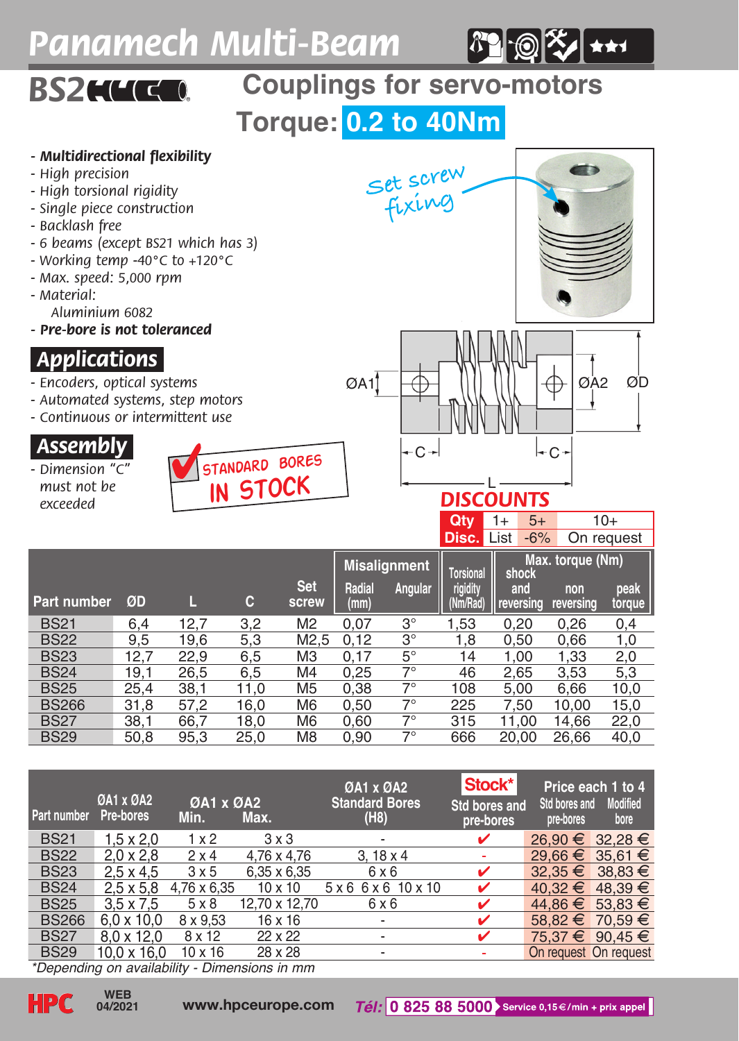# Panamech Multi-Beam

## BS2

## Couplings for servo-motors

**Torque: 0.2 to 40Nm**

- ***Multidirectional flexibility***
- *High precision*
- *High torsional rigidity*
- *Single piece construction*
- *Backlash free*
- *6 beams (except BS21 which has 3)*
- *Working temp -40°C to +120°C*
- *Max. speed: 5,000 rpm*
- *Material:*
  *Aluminium 6082*
- ***Pre-bore is not toleranced***

Set screw fixing

ØA1 ØA2 ØD C C L

## Applications

- *Encoders, optical systems*
- *Automated systems, step motors*
- *Continuous or intermittent use*

## Assembly

- *Dimension "C" must not be exceeded*

STANDARD BORES IN STOCK

## DISCOUNTS

| Qty | 1+ | 5+ | 10+ |
|---|---|---|---|
| Disc. | List | -6% | On request |

| Part number | ØD | L | C | Set screw | Misalignment Radial (mm) | Misalignment Angular | Torsional rigidity (Nm/Rad) | Max. torque (Nm) shock and reversing | Max. torque (Nm) non reversing | Max. torque (Nm) peak torque |
|---|---|---|---|---|---|---|---|---|---|---|
| BS21 | 6,4 | 12,7 | 3,2 | M2 | 0,07 | 3° | 1,53 | 0,20 | 0,26 | 0,4 |
| BS22 | 9,5 | 19,6 | 5,3 | M2,5 | 0,12 | 3° | 1,8 | 0,50 | 0,66 | 1,0 |
| BS23 | 12,7 | 22,9 | 6,5 | M3 | 0,17 | 5° | 14 | 1,00 | 1,33 | 2,0 |
| BS24 | 19,1 | 26,5 | 6,5 | M4 | 0,25 | 7° | 46 | 2,65 | 3,53 | 5,3 |
| BS25 | 25,4 | 38,1 | 11,0 | M5 | 0,38 | 7° | 108 | 5,00 | 6,66 | 10,0 |
| BS266 | 31,8 | 57,2 | 16,0 | M6 | 0,50 | 7° | 225 | 7,50 | 10,00 | 15,0 |
| BS27 | 38,1 | 66,7 | 18,0 | M6 | 0,60 | 7° | 315 | 11,00 | 14,66 | 22,0 |
| BS29 | 50,8 | 95,3 | 25,0 | M8 | 0,90 | 7° | 666 | 20,00 | 26,66 | 40,0 |

| Part number | ØA1 x ØA2 Pre-bores | ØA1 x ØA2 Min. | ØA1 x ØA2 Max. | ØA1 x ØA2 Standard Bores (H8) | Stock* Std bores and pre-bores | Price each 1 to 4 Std bores and pre-bores | Price each 1 to 4 Modified bore |
|---|---|---|---|---|---|---|---|
| BS21 | 1,5 x 2,0 | 1 x 2 | 3 x 3 | - | ✔ | 26,90 € | 32,28 € |
| BS22 | 2,0 x 2,8 | 2 x 4 | 4,76 x 4,76 | 3, 18 x 4 | - | 29,66 € | 35,61 € |
| BS23 | 2,5 x 4,5 | 3 x 5 | 6,35 x 6,35 | 6 x 6 | ✔ | 32,35 € | 38,83 € |
| BS24 | 2,5 x 5,8 | 4,76 x 6,35 | 10 x 10 | 5 x 6 6 x 6 10 x 10 | ✔ | 40,32 € | 48,39 € |
| BS25 | 3,5 x 7,5 | 5 x 8 | 12,70 x 12,70 | 6 x 6 | ✔ | 44,86 € | 53,83 € |
| BS266 | 6,0 x 10,0 | 8 x 9,53 | 16 x 16 | - | ✔ | 58,82 € | 70,59 € |
| BS27 | 8,0 x 12,0 | 8 x 12 | 22 x 22 | - | ✔ | 75,37 € | 90,45 € |
| BS29 | 10,0 x 16,0 | 10 x 16 | 28 x 28 | - | - | On request | On request |

*\*Depending on availability - Dimensions in mm*

HPC WEB 04/2021 www.hpceurope.com Tél: 0 825 88 5000 Service 0,15 €/min + prix appel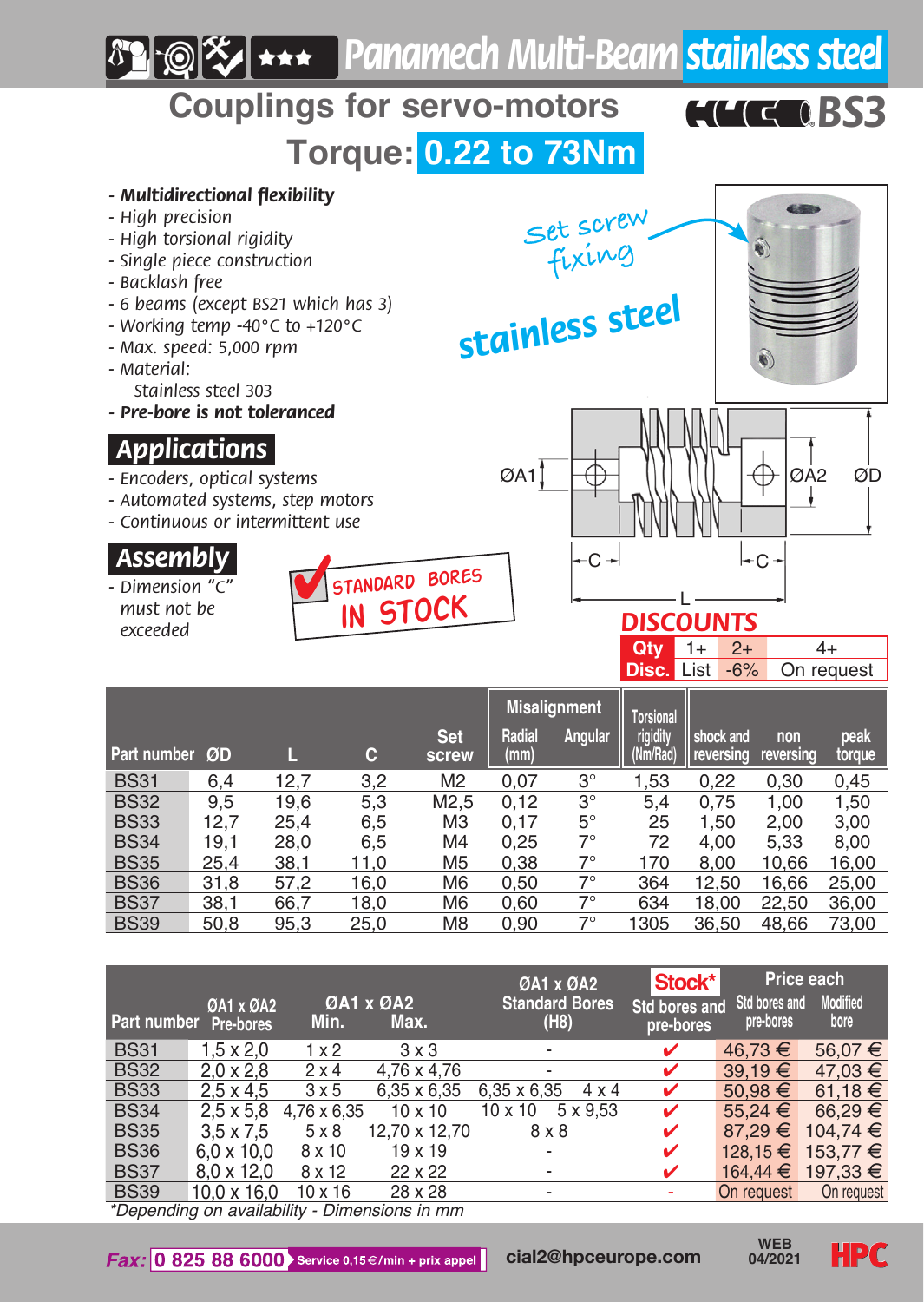# Panamech Multi-Beam stainless steel

## Couplings for servo-motors

## BS3

## Torque: 0.22 to 73Nm

- ***Multidirectional flexibility***
- *High precision*
- *High torsional rigidity*
- *Single piece construction*
- *Backlash free*
- *6 beams (except BS21 which has 3)*
- *Working temp -40°C to +120°C*
- *Max. speed: 5,000 rpm*
- *Material:*
  *Stainless steel 303*
- ***Pre-bore is not toleranced***

Set screw fixing

stainless steel

## Applications

- *Encoders, optical systems*
- *Automated systems, step motors*
- *Continuous or intermittent use*

## Assembly

- *Dimension "C" must not be exceeded*

STANDARD BORES IN STOCK

ØA1 ØA2 ØD C C L

**DISCOUNTS**

| Qty | 1+ | 2+ | 4+ |
|---|---|---|---|
| Disc. | List | -6% | On request |

| Part number | ØD | L | C | Set screw | Misalignment Radial (mm) | Misalignment Angular | Torsional rigidity (Nm/Rad) | shock and reversing | non reversing | peak torque |
|---|---|---|---|---|---|---|---|---|---|---|
| BS31 | 6,4 | 12,7 | 3,2 | M2 | 0,07 | 3° | 1,53 | 0,22 | 0,30 | 0,45 |
| BS32 | 9,5 | 19,6 | 5,3 | M2,5 | 0,12 | 3° | 5,4 | 0,75 | 1,00 | 1,50 |
| BS33 | 12,7 | 25,4 | 6,5 | M3 | 0,17 | 5° | 25 | 1,50 | 2,00 | 3,00 |
| BS34 | 19,1 | 28,0 | 6,5 | M4 | 0,25 | 7° | 72 | 4,00 | 5,33 | 8,00 |
| BS35 | 25,4 | 38,1 | 11,0 | M5 | 0,38 | 7° | 170 | 8,00 | 10,66 | 16,00 |
| BS36 | 31,8 | 57,2 | 16,0 | M6 | 0,50 | 7° | 364 | 12,50 | 16,66 | 25,00 |
| BS37 | 38,1 | 66,7 | 18,0 | M6 | 0,60 | 7° | 634 | 18,00 | 22,50 | 36,00 |
| BS39 | 50,8 | 95,3 | 25,0 | M8 | 0,90 | 7° | 1305 | 36,50 | 48,66 | 73,00 |

| Part number | ØA1 x ØA2 Pre-bores | ØA1 x ØA2 Min. | ØA1 x ØA2 Max. | ØA1 x ØA2 Standard Bores (H8) | Stock* Std bores and pre-bores | Price each Std bores and pre-bores | Price each Modified bore |
|---|---|---|---|---|---|---|---|
| BS31 | 1,5 x 2,0 | 1 x 2 | 3 x 3 | - | ✔ | 46,73 € | 56,07 € |
| BS32 | 2,0 x 2,8 | 2 x 4 | 4,76 x 4,76 | - | ✔ | 39,19 € | 47,03 € |
| BS33 | 2,5 x 4,5 | 3 x 5 | 6,35 x 6,35 | 6,35 x 6,35 4 x 4 | ✔ | 50,98 € | 61,18 € |
| BS34 | 2,5 x 5,8 | 4,76 x 6,35 | 10 x 10 | 10 x 10 5 x 9,53 | ✔ | 55,24 € | 66,29 € |
| BS35 | 3,5 x 7,5 | 5 x 8 | 12,70 x 12,70 | 8 x 8 | ✔ | 87,29 € | 104,74 € |
| BS36 | 6,0 x 10,0 | 8 x 10 | 19 x 19 | - | ✔ | 128,15 € | 153,77 € |
| BS37 | 8,0 x 12,0 | 8 x 12 | 22 x 22 | - | ✔ | 164,44 € | 197,33 € |
| BS39 | 10,0 x 16,0 | 10 x 16 | 28 x 28 | - | - | On request | On request |

*\*Depending on availability - Dimensions in mm*

Fax: 0 825 88 6000 Service 0,15€/min + prix appel — cial2@hpceurope.com — WEB 04/2021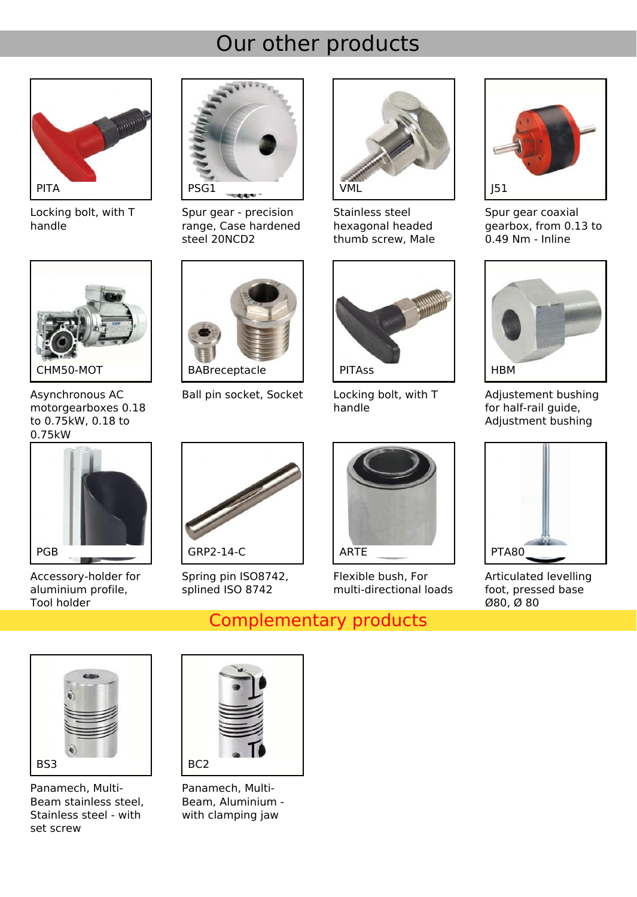# Our other products

PITA

Locking bolt, with T handle

PSG1

Spur gear - precision range, Case hardened steel 20NCD2

VML

Stainless steel hexagonal headed thumb screw, Male

J51

Spur gear coaxial gearbox, from 0.13 to 0.49 Nm - Inline

CHM50-MOT

Asynchronous AC motorgearboxes 0.18 to 0.75kW, 0.18 to 0.75kW

BABreceptacle

Ball pin socket, Socket

PITAss

Locking bolt, with T handle

HBM

Adjustement bushing for half-rail guide, Adjustment bushing

PGB

Accessory-holder for aluminium profile, Tool holder

GRP2-14-C

Spring pin ISO8742, splined ISO 8742

ARTE

Flexible bush, For multi-directional loads

PTA80

Articulated levelling foot, pressed base Ø80, Ø 80

# Complementary products

BS3

Panamech, Multi-Beam stainless steel, Stainless steel - with set screw

BC2

Panamech, Multi-Beam, Aluminium - with clamping jaw